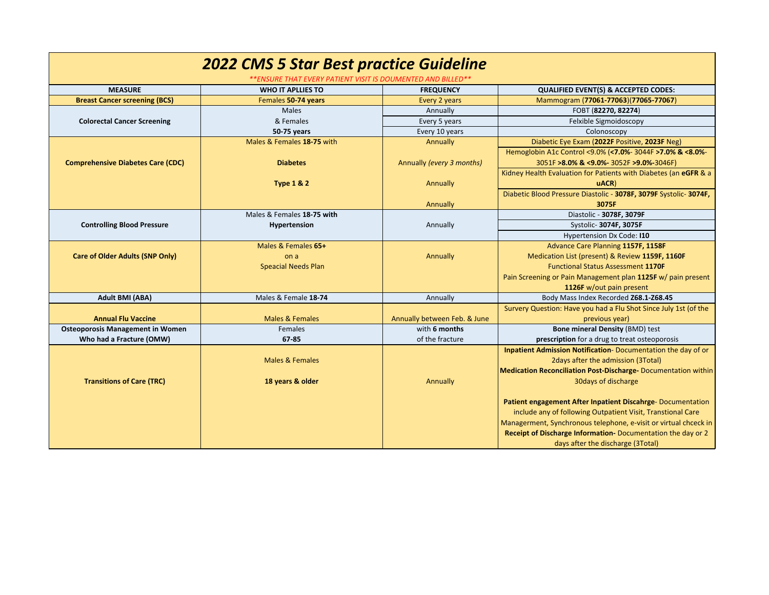# 2022 CMS 5 Star Best practice Guideline

***ENSURE THAT EVERY PATIENT VISIT IS DOUMENTED AND BILLED***

| MEASURE | WHO IT APLLIES TO | FREQUENCY | QUALIFIED EVENT(S) & ACCEPTED CODES: |
|---|---|---|---|
| **Breast Cancer screening (BCS)** | Females **50-74 years** | Every 2 years | Mammogram (**77061-77063**)(**77065-77067**) |
| **Colorectal Cancer Screening** | Males | Annually | FOBT (**82270, 82274**) |
| | & Females | Every 5 years | Felxible Sigmoidoscopy |
| | **50-75 years** | Every 10 years | Colonoscopy |
| **Comprehensive Diabetes Care (CDC)** | Males & Females **18-75** with | Annually | Diabetic Eye Exam (**2022F** Positive, **2023F** Neg) |
| | **Diabetes** | Annually *(every 3 months)* | Hemoglobin A1c Control <9.0% (**<7.0%**- 3044F **>7.0% & <8.0%**- 3051F **>8.0% & <9.0%-** 3052F **>9.0%**-3046F) |
| | **Type 1 & 2** | Annually | Kidney Health Evaluation for Patients with Diabetes (an **eGFR** & a **uACR**) |
| | | Annually | Diabetic Blood Pressure Diastolic - **3078F, 3079F** Systolic- **3074F, 3075F** |
| **Controlling Blood Pressure** | Males & Females **18-75 with** | Annually | Diastolic - **3078F, 3079F** |
| | **Hypertension** | | Systolic- **3074F, 3075F** |
| | | | Hypertension Dx Code: **I10** |
| **Care of Older Adults (SNP Only)** | Males & Females **65+** on a Speacial Needs Plan | Annually | Advance Care Planning **1157F, 1158F**<br>Medication List (present) & Review **1159F, 1160F**<br>Functional Status Assessment **1170F**<br>Pain Screening or Pain Management plan **1125F** w/ pain present **1126F** w/out pain present |
| **Adult BMI (ABA)** | Males & Female **18-74** | Annually | Body Mass Index Recorded **Z68.1-Z68.45** |
| **Annual Flu Vaccine** | Males & Females | Annually between Feb. & June | Survery Question: Have you had a Flu Shot Since July 1st (of the previous year) |
| **Osteoporosis Management in Women Who had a Fracture (OMW)** | Females 67-85 | with **6 months** of the fracture | **Bone mineral Density** (BMD) test<br>**prescription** for a drug to treat osteoporosis |
| **Transitions of Care (TRC)** | Males & Females<br>**18 years & older** | Annually | **Inpatient Admission Notification**- Documentation the day of or 2days after the admission (3Total)<br>**Medication Reconciliation Post-Discharge-** Documentation within 30days of discharge<br>**Patient engagement After Inpatient Discahrge**- Documentation include any of following Outpatient Visit, Transtional Care Managerment, Synchronous telephone, e-visit or virtual chceck in<br>**Receipt of Discharge Information-** Documentation the day or 2 days after the discharge (3Total) |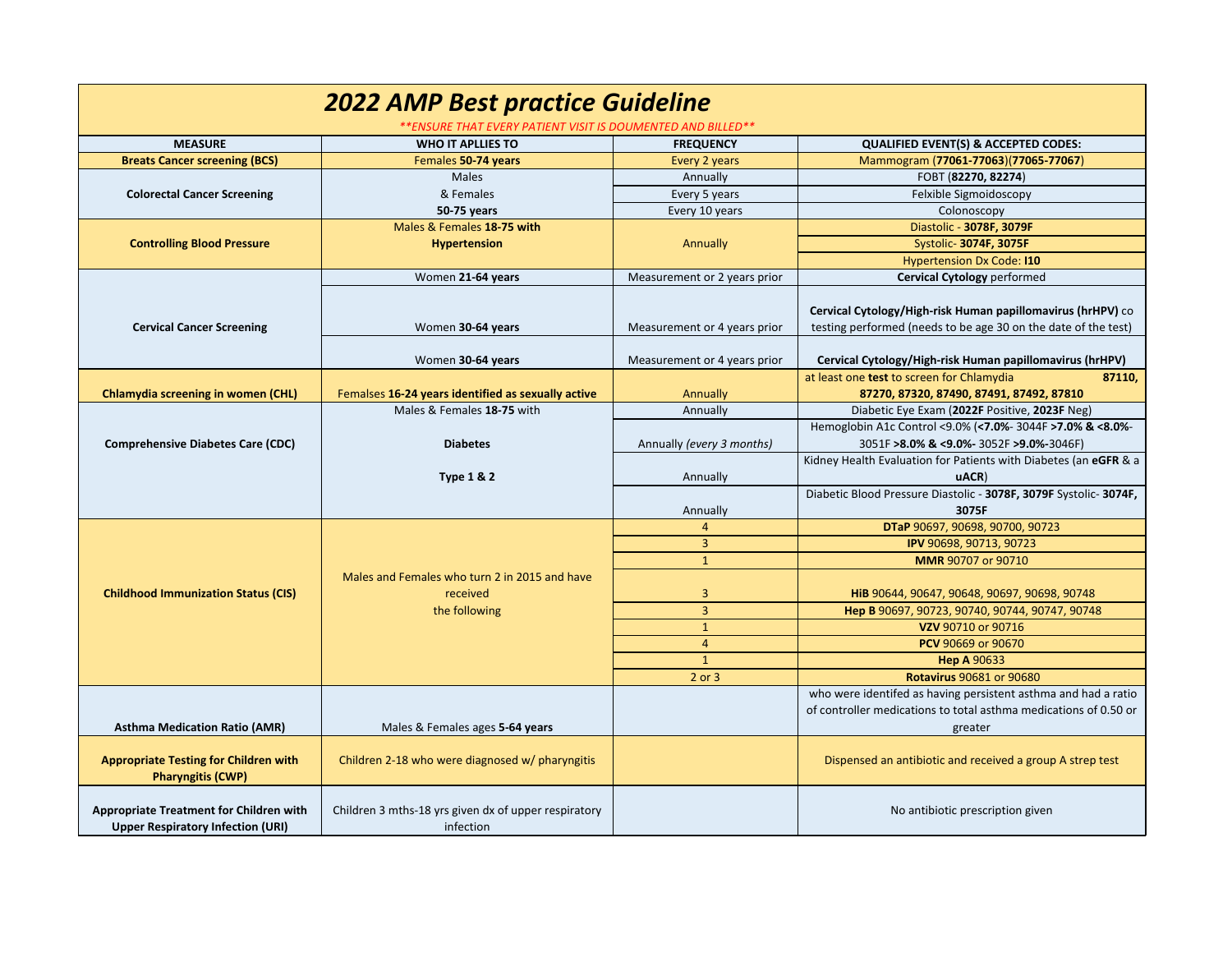# *2022 AMP Best practice Guideline*

*\*\*ENSURE THAT EVERY PATIENT VISIT IS DOUMENTED AND BILLED\*\**

| MEASURE | WHO IT APLLIES TO | FREQUENCY | QUALIFIED EVENT(S) & ACCEPTED CODES: |
|---|---|---|---|
| **Breats Cancer screening (BCS)** | Females **50-74 years** | Every 2 years | Mammogram (**77061-77063**)(**77065-77067**) |
| **Colorectal Cancer Screening** | Males & Females **50-75 years** | Annually | FOBT (**82270, 82274**) |
| | | Every 5 years | Felxible Sigmoidoscopy |
| | | Every 10 years | Colonoscopy |
| **Controlling Blood Pressure** | Males & Females **18-75 with Hypertension** | Annually | Diastolic - **3078F, 3079F** |
| | | | Systolic- **3074F, 3075F** |
| | | | Hypertension Dx Code: **I10** |
| **Cervical Cancer Screening** | Women **21-64 years** | Measurement or 2 years prior | **Cervical Cytology** performed |
| | Women **30-64 years** | Measurement or 4 years prior | **Cervical Cytology/High-risk Human papillomavirus (hrHPV)** co testing performed (needs to be age 30 on the date of the test) |
| | Women **30-64 years** | Measurement or 4 years prior | **Cervical Cytology/High-risk Human papillomavirus (hrHPV)** |
| **Chlamydia screening in women (CHL)** | Femalses **16-24 years identified as sexually active** | Annually | at least one **test** to screen for Chlamydia **87110, 87270, 87320, 87490, 87491, 87492, 87810** |
| **Comprehensive Diabetes Care (CDC)** | Males & Females **18-75** with **Diabetes** **Type 1 & 2** | Annually | Diabetic Eye Exam (**2022F** Positive, **2023F** Neg) |
| | | Annually *(every 3 months)* | Hemoglobin A1c Control <9.0% (**<7.0%**- 3044F **>7.0% & <8.0%**- 3051F **>8.0% & <9.0%-** 3052F **>9.0%-**3046F) |
| | | Annually | Kidney Health Evaluation for Patients with Diabetes (an **eGFR** & a **uACR**) |
| | | Annually | Diabetic Blood Pressure Diastolic - **3078F, 3079F** Systolic- **3074F, 3075F** |
| **Childhood Immunization Status (CIS)** | Males and Females who turn 2 in 2015 and have received the following | 4 | **DTaP** 90697, 90698, 90700, 90723 |
| | | 3 | **IPV** 90698, 90713, 90723 |
| | | 1 | **MMR** 90707 or 90710 |
| | | 3 | **HiB** 90644, 90647, 90648, 90697, 90698, 90748 |
| | | 3 | **Hep B** 90697, 90723, 90740, 90744, 90747, 90748 |
| | | 1 | **VZV** 90710 or 90716 |
| | | 4 | **PCV** 90669 or 90670 |
| | | 1 | **Hep A** 90633 |
| | | 2 or 3 | **Rotavirus** 90681 or 90680 |
| **Asthma Medication Ratio (AMR)** | Males & Females ages **5-64 years** | | who were identifed as having persistent asthma and had a ratio of controller medications to total asthma medications of 0.50 or greater |
| **Appropriate Testing for Children with Pharyngitis (CWP)** | Children 2-18 who were diagnosed w/ pharyngitis | | Dispensed an antibiotic and received a group A strep test |
| **Appropriate Treatment for Children with Upper Respiratory Infection (URI)** | Children 3 mths-18 yrs given dx of upper respiratory infection | | No antibiotic prescription given |